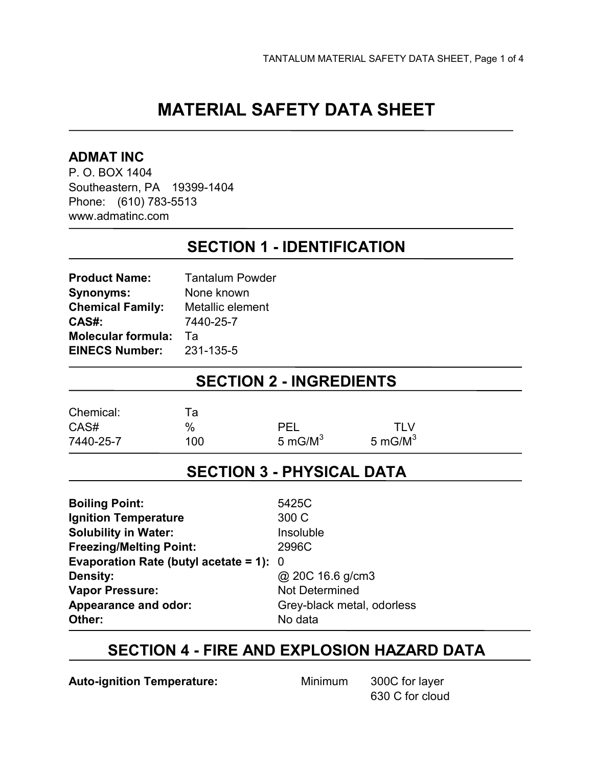# MATERIAL SAFETY DATA SHEET

**ADMAT INC**
P. O. BOX 1404
Southeastern, PA 19399-1404
Phone: (610) 783-5513
www.admatinc.com

## SECTION 1 - IDENTIFICATION

**Product Name:** Tantalum Powder
**Synonyms:** None known
**Chemical Family:** Metallic element
**CAS#:** 7440-25-7
**Molecular formula:** Ta
**EINECS Number:** 231-135-5

## SECTION 2 - INGREDIENTS

| Chemical: | Ta | | |
|---|---|---|---|
| CAS# | % | PEL | TLV |
| 7440-25-7 | 100 | 5 $mG/M^3$ | 5 $mG/M^3$ |

## SECTION 3 - PHYSICAL DATA

**Boiling Point:** 5425C
**Ignition Temperature** 300 C
**Solubility in Water:** Insoluble
**Freezing/Melting Point:** 2996C
**Evaporation Rate (butyl acetate = 1):** 0
**Density:** @ 20C 16.6 g/cm3
**Vapor Pressure:** Not Determined
**Appearance and odor:** Grey-black metal, odorless
**Other:** No data

## SECTION 4 - FIRE AND EXPLOSION HAZARD DATA

**Auto-ignition Temperature:** Minimum 300C for layer
630 C for cloud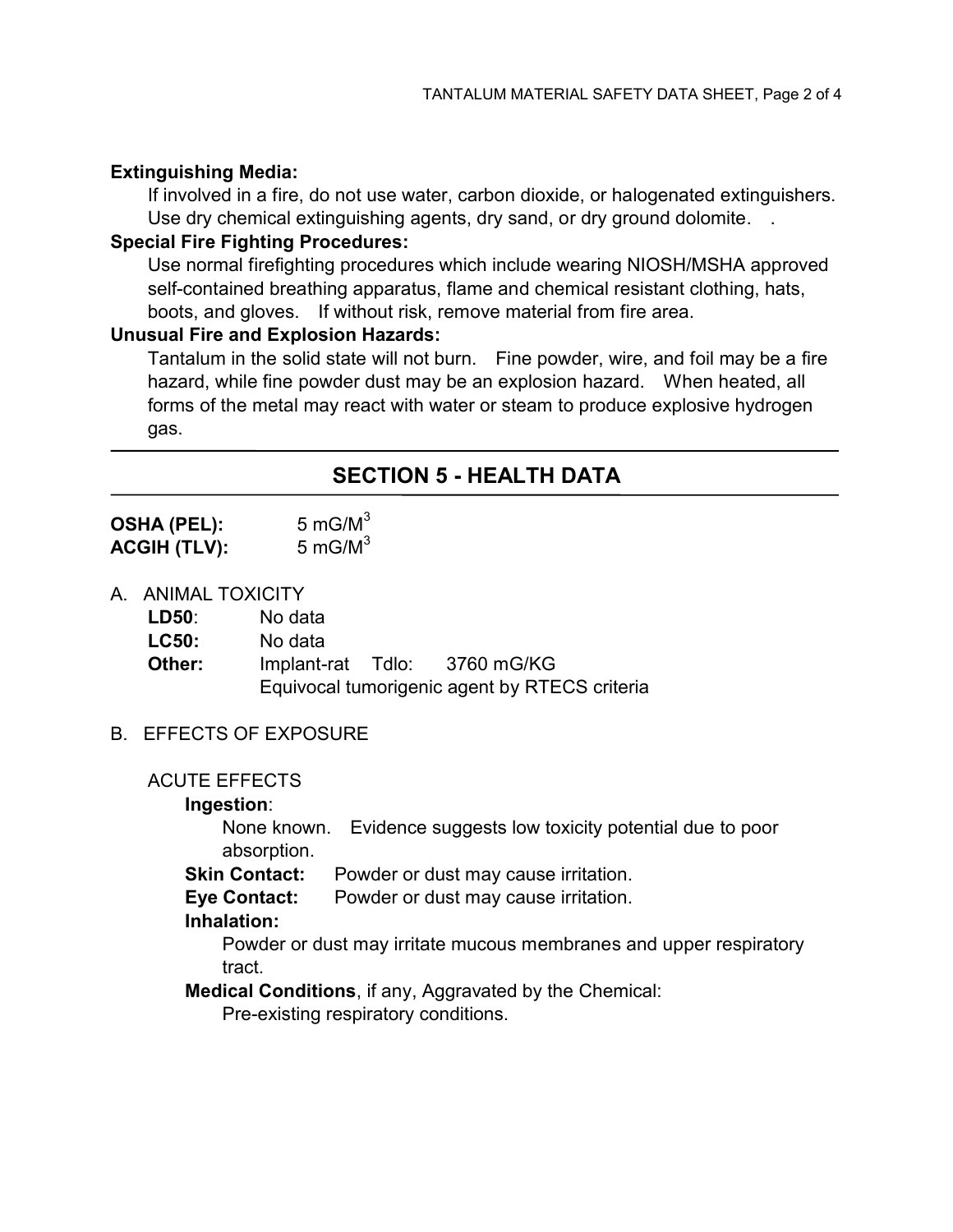**Extinguishing Media:**

If involved in a fire, do not use water, carbon dioxide, or halogenated extinguishers. Use dry chemical extinguishing agents, dry sand, or dry ground dolomite.   .

**Special Fire Fighting Procedures:**

Use normal firefighting procedures which include wearing NIOSH/MSHA approved self-contained breathing apparatus, flame and chemical resistant clothing, hats, boots, and gloves.   If without risk, remove material from fire area.

**Unusual Fire and Explosion Hazards:**

Tantalum in the solid state will not burn.   Fine powder, wire, and foil may be a fire hazard, while fine powder dust may be an explosion hazard.   When heated, all forms of the metal may react with water or steam to produce explosive hydrogen gas.

## SECTION 5 - HEALTH DATA

**OSHA (PEL):** 5 $mG/M^3$
**ACGIH (TLV):** 5 $mG/M^3$

A. ANIMAL TOXICITY

**LD50**: No data
**LC50:** No data
**Other:** Implant-rat   Tdlo:   3760 mG/KG
Equivocal tumorigenic agent by RTECS criteria

B. EFFECTS OF EXPOSURE

ACUTE EFFECTS

**Ingestion**:
None known.   Evidence suggests low toxicity potential due to poor absorption.

**Skin Contact:** Powder or dust may cause irritation.

**Eye Contact:** Powder or dust may cause irritation.

**Inhalation:**
Powder or dust may irritate mucous membranes and upper respiratory tract.

**Medical Conditions**, if any, Aggravated by the Chemical:
Pre-existing respiratory conditions.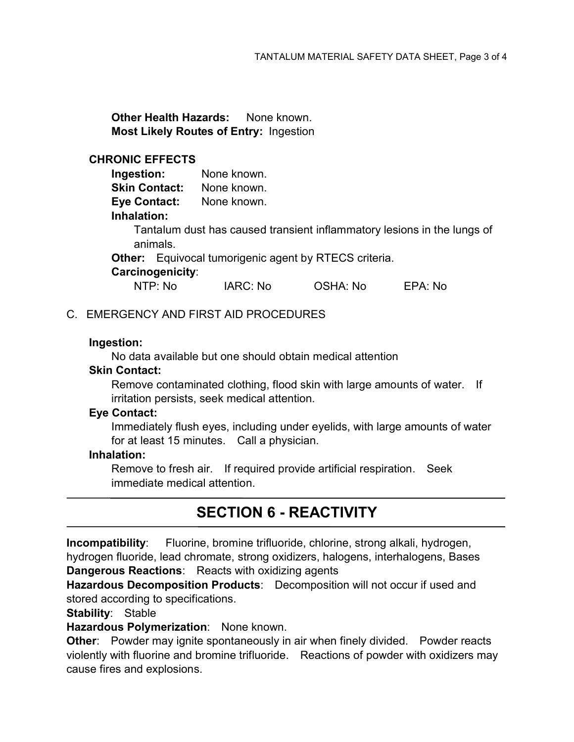**Other Health Hazards:** None known.
**Most Likely Routes of Entry:** Ingestion

**CHRONIC EFFECTS**

**Ingestion:** None known.
**Skin Contact:** None known.
**Eye Contact:** None known.
**Inhalation:**
Tantalum dust has caused transient inflammatory lesions in the lungs of animals.
**Other:** Equivocal tumorigenic agent by RTECS criteria.
**Carcinogenicity**:
NTP: No IARC: No OSHA: No EPA: No

C. EMERGENCY AND FIRST AID PROCEDURES

**Ingestion:**
No data available but one should obtain medical attention

**Skin Contact:**
Remove contaminated clothing, flood skin with large amounts of water. If irritation persists, seek medical attention.

**Eye Contact:**
Immediately flush eyes, including under eyelids, with large amounts of water for at least 15 minutes. Call a physician.

**Inhalation:**
Remove to fresh air. If required provide artificial respiration. Seek immediate medical attention.

## SECTION 6 - REACTIVITY

**Incompatibility**: Fluorine, bromine trifluoride, chlorine, strong alkali, hydrogen, hydrogen fluoride, lead chromate, strong oxidizers, halogens, interhalogens, Bases
**Dangerous Reactions**: Reacts with oxidizing agents
**Hazardous Decomposition Products**: Decomposition will not occur if used and stored according to specifications.
**Stability**: Stable
**Hazardous Polymerization**: None known.
**Other**: Powder may ignite spontaneously in air when finely divided. Powder reacts violently with fluorine and bromine trifluoride. Reactions of powder with oxidizers may cause fires and explosions.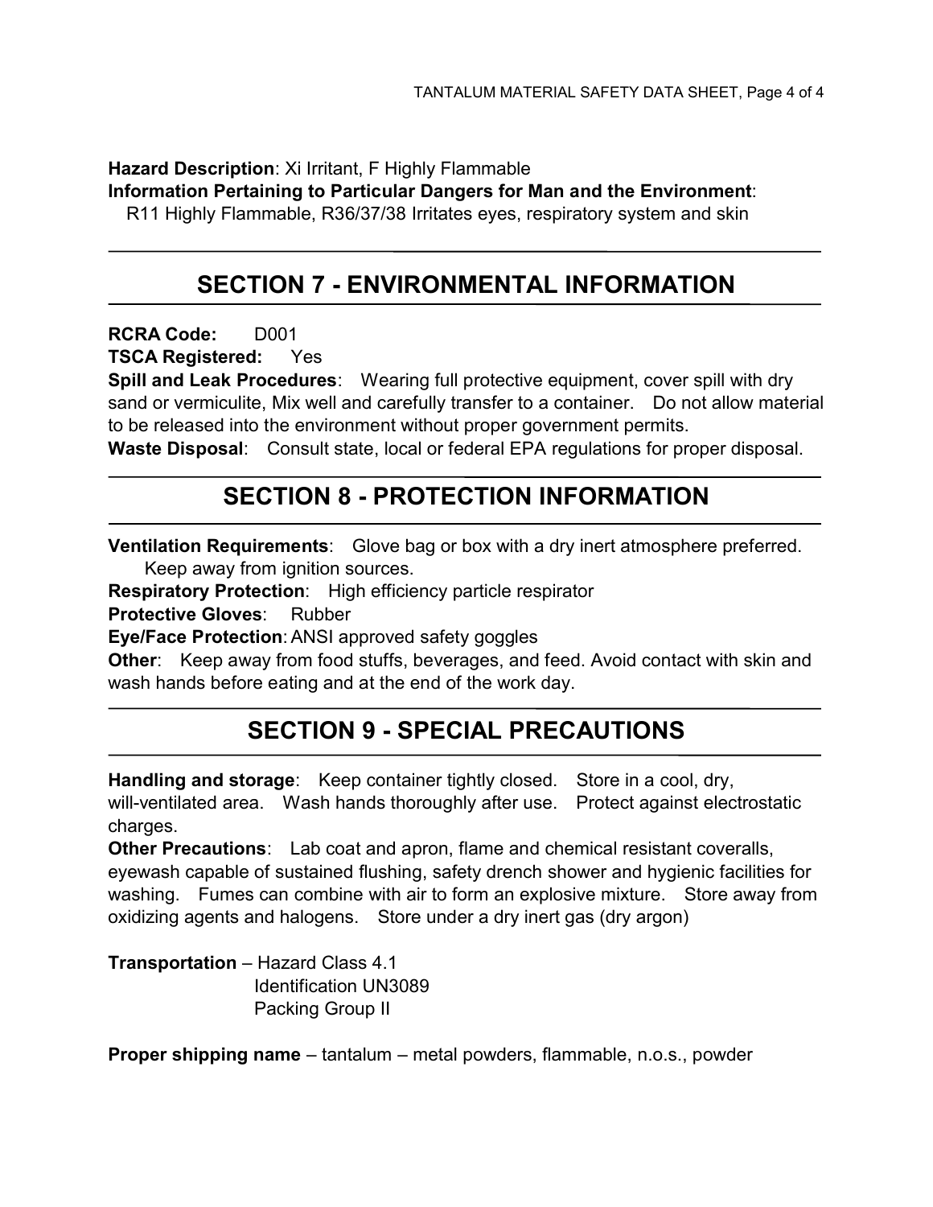**Hazard Description**: Xi Irritant, F Highly Flammable

**Information Pertaining to Particular Dangers for Man and the Environment**:

R11 Highly Flammable, R36/37/38 Irritates eyes, respiratory system and skin

## SECTION 7 - ENVIRONMENTAL INFORMATION

**RCRA Code:** D001

**TSCA Registered:** Yes

**Spill and Leak Procedures**: Wearing full protective equipment, cover spill with dry sand or vermiculite, Mix well and carefully transfer to a container. Do not allow material to be released into the environment without proper government permits.

**Waste Disposal**: Consult state, local or federal EPA regulations for proper disposal.

## SECTION 8 - PROTECTION INFORMATION

**Ventilation Requirements**: Glove bag or box with a dry inert atmosphere preferred. Keep away from ignition sources.

**Respiratory Protection**: High efficiency particle respirator

**Protective Gloves**: Rubber

**Eye/Face Protection**: ANSI approved safety goggles

**Other**: Keep away from food stuffs, beverages, and feed. Avoid contact with skin and wash hands before eating and at the end of the work day.

## SECTION 9 - SPECIAL PRECAUTIONS

**Handling and storage**: Keep container tightly closed. Store in a cool, dry, will-ventilated area. Wash hands thoroughly after use. Protect against electrostatic charges.

**Other Precautions**: Lab coat and apron, flame and chemical resistant coveralls, eyewash capable of sustained flushing, safety drench shower and hygienic facilities for washing. Fumes can combine with air to form an explosive mixture. Store away from oxidizing agents and halogens. Store under a dry inert gas (dry argon)

**Transportation** – Hazard Class 4.1
Identification UN3089
Packing Group II

**Proper shipping name** – tantalum – metal powders, flammable, n.o.s., powder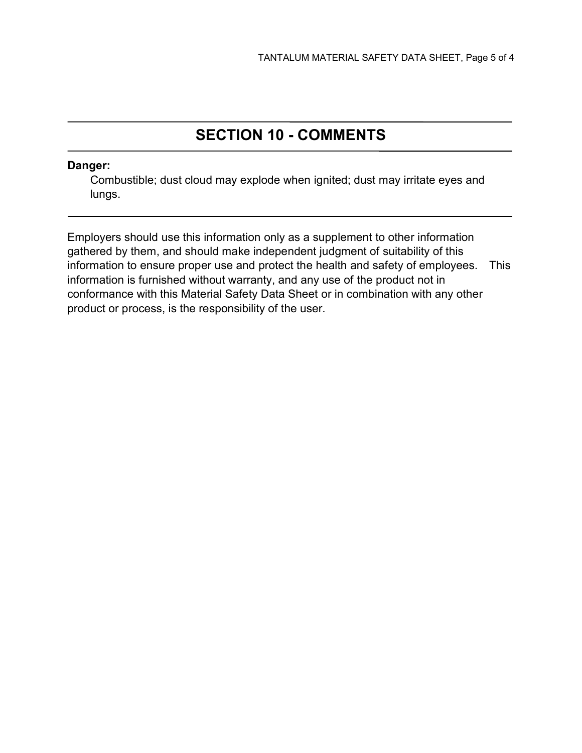## SECTION 10 - COMMENTS

**Danger:**

Combustible; dust cloud may explode when ignited; dust may irritate eyes and lungs.

---

Employers should use this information only as a supplement to other information gathered by them, and should make independent judgment of suitability of this information to ensure proper use and protect the health and safety of employees. This information is furnished without warranty, and any use of the product not in conformance with this Material Safety Data Sheet or in combination with any other product or process, is the responsibility of the user.